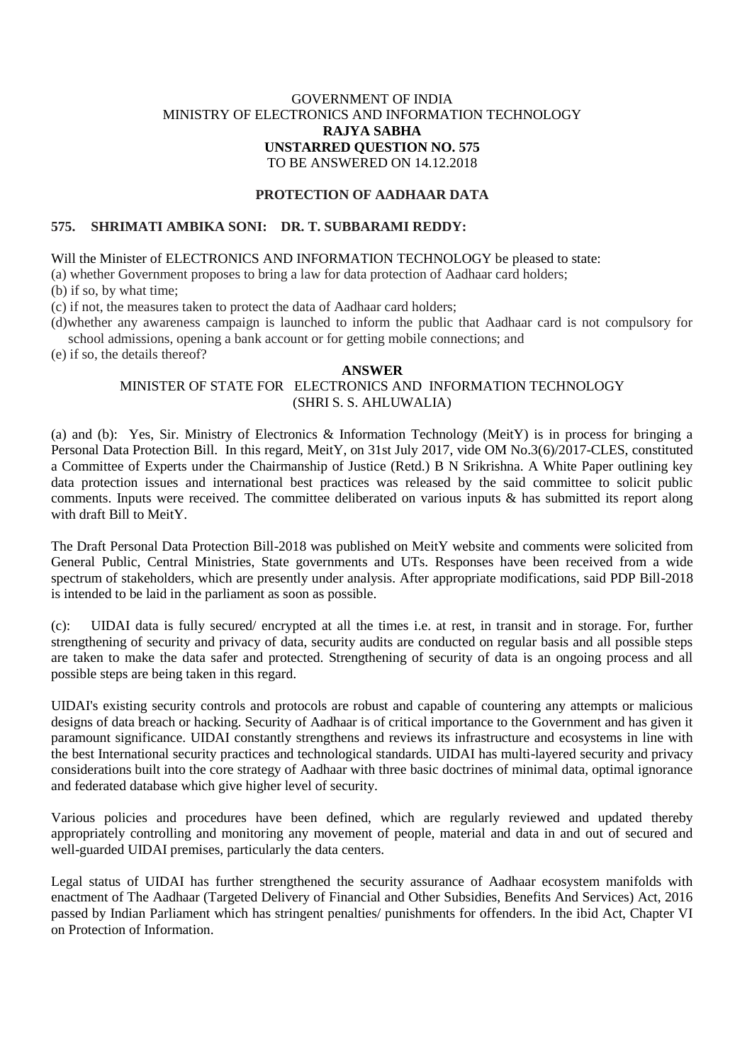GOVERNMENT OF INDIA
MINISTRY OF ELECTRONICS AND INFORMATION TECHNOLOGY
**RAJYA SABHA**
**UNSTARRED QUESTION NO. 575**
TO BE ANSWERED ON 14.12.2018

**PROTECTION OF AADHAAR DATA**

**575. SHRIMATI AMBIKA SONI: DR. T. SUBBARAMI REDDY:**

Will the Minister of ELECTRONICS AND INFORMATION TECHNOLOGY be pleased to state:

(a) whether Government proposes to bring a law for data protection of Aadhaar card holders;
(b) if so, by what time;
(c) if not, the measures taken to protect the data of Aadhaar card holders;
(d)whether any awareness campaign is launched to inform the public that Aadhaar card is not compulsory for school admissions, opening a bank account or for getting mobile connections; and
(e) if so, the details thereof?

**ANSWER**

MINISTER OF STATE FOR ELECTRONICS AND INFORMATION TECHNOLOGY
(SHRI S. S. AHLUWALIA)

(a) and (b): Yes, Sir. Ministry of Electronics & Information Technology (MeitY) is in process for bringing a Personal Data Protection Bill. In this regard, MeitY, on 31st July 2017, vide OM No.3(6)/2017-CLES, constituted a Committee of Experts under the Chairmanship of Justice (Retd.) B N Srikrishna. A White Paper outlining key data protection issues and international best practices was released by the said committee to solicit public comments. Inputs were received. The committee deliberated on various inputs & has submitted its report along with draft Bill to MeitY.

The Draft Personal Data Protection Bill-2018 was published on MeitY website and comments were solicited from General Public, Central Ministries, State governments and UTs. Responses have been received from a wide spectrum of stakeholders, which are presently under analysis. After appropriate modifications, said PDP Bill-2018 is intended to be laid in the parliament as soon as possible.

(c): UIDAI data is fully secured/ encrypted at all the times i.e. at rest, in transit and in storage. For, further strengthening of security and privacy of data, security audits are conducted on regular basis and all possible steps are taken to make the data safer and protected. Strengthening of security of data is an ongoing process and all possible steps are being taken in this regard.

UIDAI's existing security controls and protocols are robust and capable of countering any attempts or malicious designs of data breach or hacking. Security of Aadhaar is of critical importance to the Government and has given it paramount significance. UIDAI constantly strengthens and reviews its infrastructure and ecosystems in line with the best International security practices and technological standards. UIDAI has multi-layered security and privacy considerations built into the core strategy of Aadhaar with three basic doctrines of minimal data, optimal ignorance and federated database which give higher level of security.

Various policies and procedures have been defined, which are regularly reviewed and updated thereby appropriately controlling and monitoring any movement of people, material and data in and out of secured and well-guarded UIDAI premises, particularly the data centers.

Legal status of UIDAI has further strengthened the security assurance of Aadhaar ecosystem manifolds with enactment of The Aadhaar (Targeted Delivery of Financial and Other Subsidies, Benefits And Services) Act, 2016 passed by Indian Parliament which has stringent penalties/ punishments for offenders. In the ibid Act, Chapter VI on Protection of Information.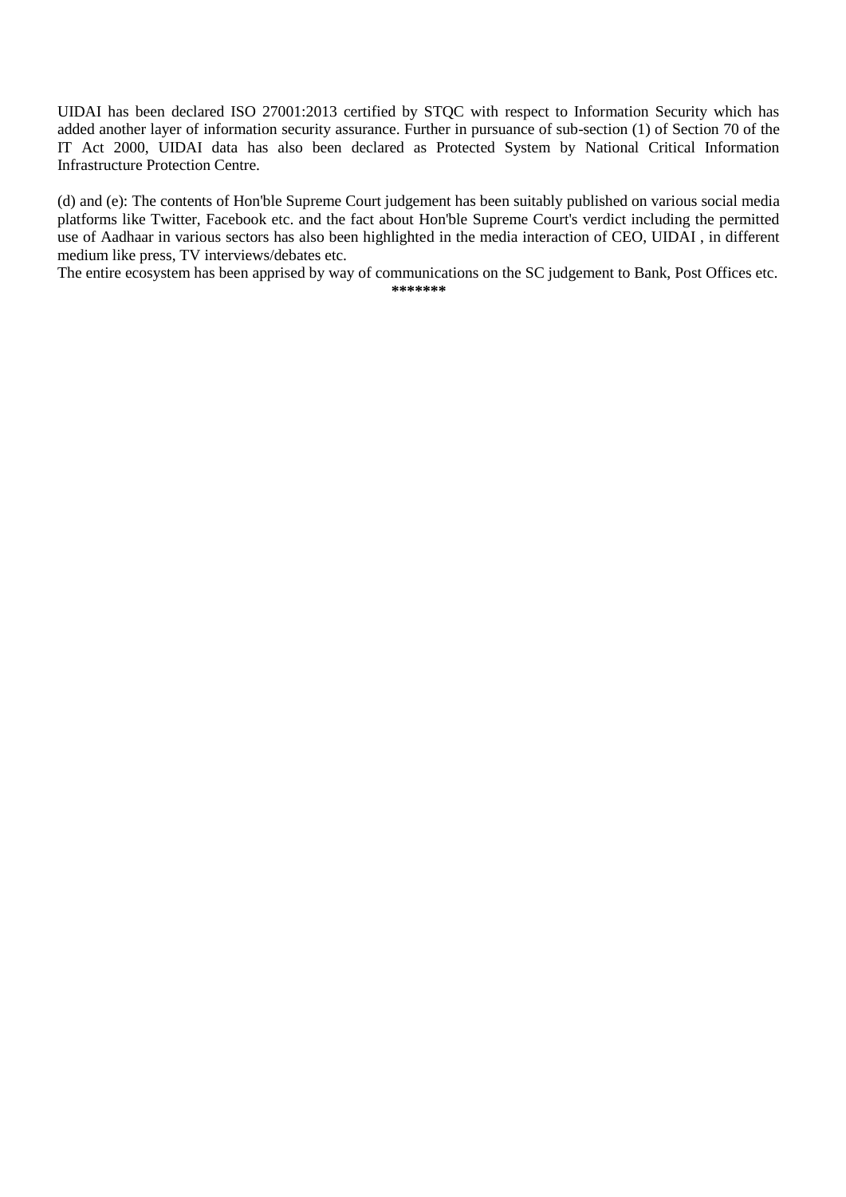UIDAI has been declared ISO 27001:2013 certified by STQC with respect to Information Security which has added another layer of information security assurance. Further in pursuance of sub-section (1) of Section 70 of the IT Act 2000, UIDAI data has also been declared as Protected System by National Critical Information Infrastructure Protection Centre.

(d) and (e): The contents of Hon'ble Supreme Court judgement has been suitably published on various social media platforms like Twitter, Facebook etc. and the fact about Hon'ble Supreme Court's verdict including the permitted use of Aadhaar in various sectors has also been highlighted in the media interaction of CEO, UIDAI , in different medium like press, TV interviews/debates etc.

The entire ecosystem has been apprised by way of communications on the SC judgement to Bank, Post Offices etc.

*******